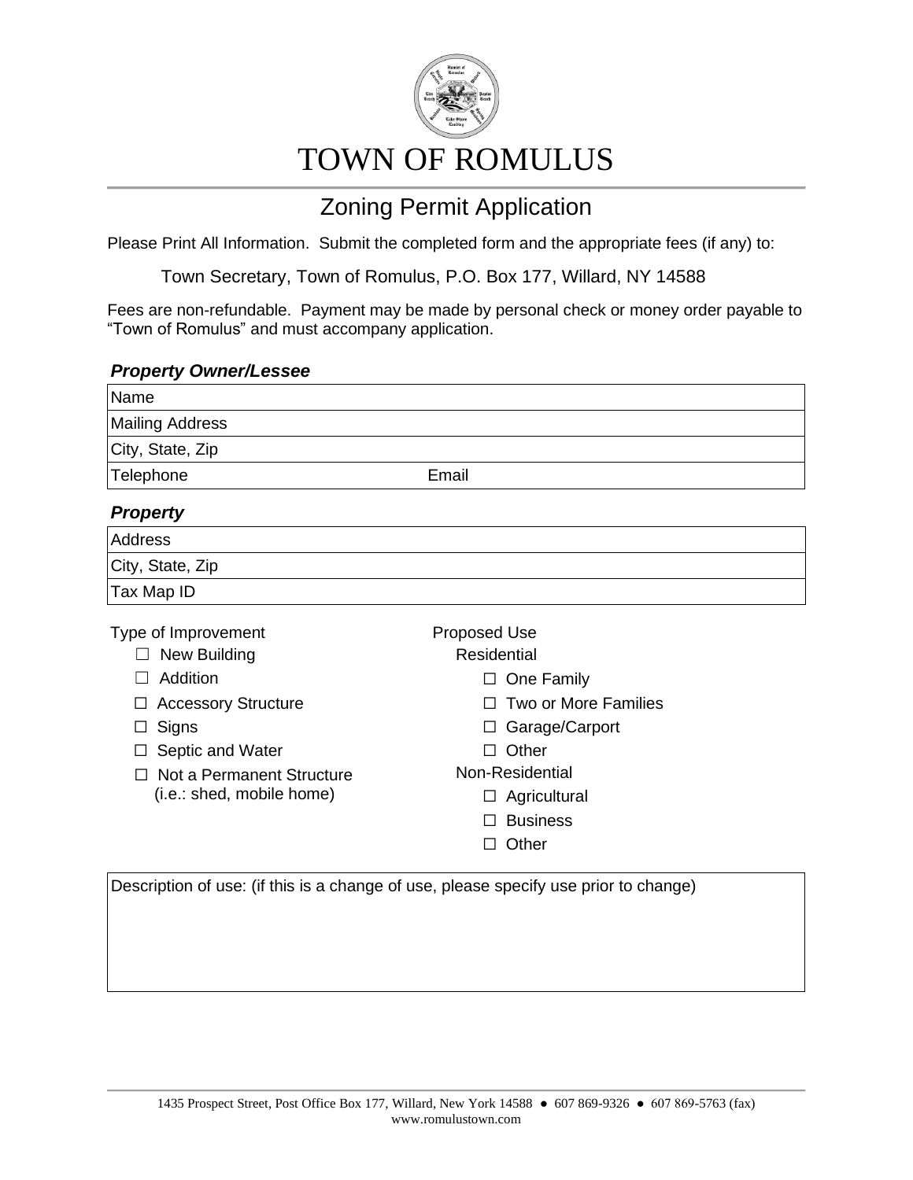# TOWN OF ROMULUS

## Zoning Permit Application

Please Print All Information. Submit the completed form and the appropriate fees (if any) to:

Town Secretary, Town of Romulus, P.O. Box 177, Willard, NY 14588

Fees are non-refundable. Payment may be made by personal check or money order payable to "Town of Romulus" and must accompany application.

### *Property Owner/Lessee*

| Name | |
|---|---|
| Mailing Address | |
| City, State, Zip | |
| Telephone | Email |

### *Property*

| Address |
|---|
| City, State, Zip |
| Tax Map ID |

Type of Improvement

- ☐ New Building
- ☐ Addition
- ☐ Accessory Structure
- ☐ Signs
- ☐ Septic and Water
- ☐ Not a Permanent Structure (i.e.: shed, mobile home)

Proposed Use

Residential

- ☐ One Family
- ☐ Two or More Families
- ☐ Garage/Carport
- ☐ Other

Non-Residential

- ☐ Agricultural
- ☐ Business
- ☐ Other

| Description of use: (if this is a change of use, please specify use prior to change) |
|---|
| |

1435 Prospect Street, Post Office Box 177, Willard, New York 14588 ● 607 869-9326 ● 607 869-5763 (fax)
www.romulustown.com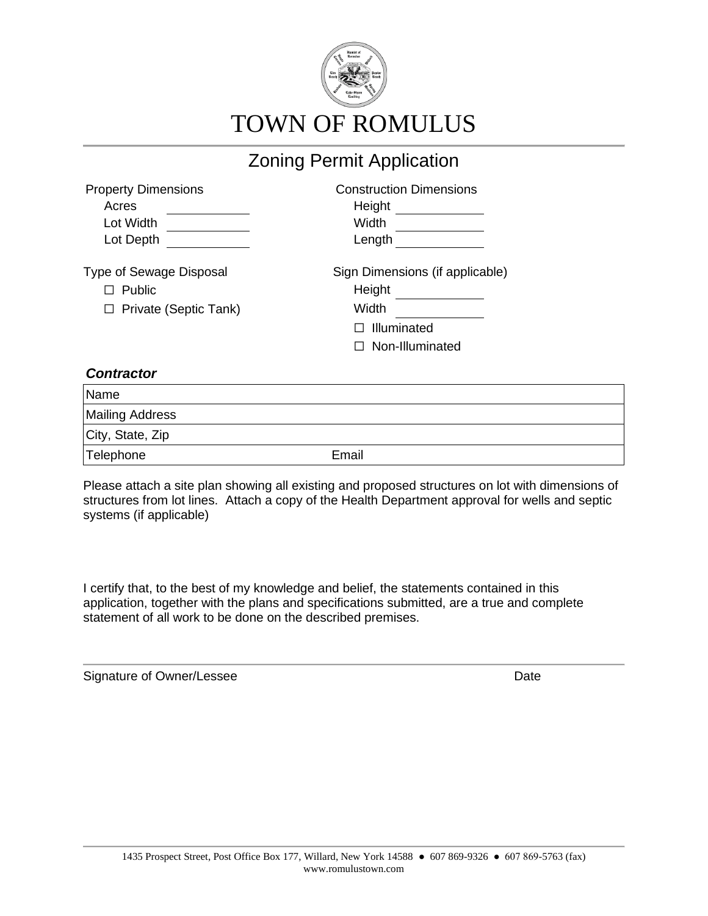# TOWN OF ROMULUS

## Zoning Permit Application

Property Dimensions
- Acres \_\_\_\_\_\_\_\_\_\_
- Lot Width \_\_\_\_\_\_\_\_\_\_
- Lot Depth \_\_\_\_\_\_\_\_\_\_

Construction Dimensions
- Height \_\_\_\_\_\_\_\_\_\_
- Width \_\_\_\_\_\_\_\_\_\_
- Length \_\_\_\_\_\_\_\_\_\_

Type of Sewage Disposal
- ☐ Public
- ☐ Private (Septic Tank)

Sign Dimensions (if applicable)
- Height \_\_\_\_\_\_\_\_\_\_
- Width \_\_\_\_\_\_\_\_\_\_
- ☐ Illuminated
- ☐ Non-Illuminated

***Contractor***

| | |
|---|---|
| Name | |
| Mailing Address | |
| City, State, Zip | |
| Telephone | Email |

Please attach a site plan showing all existing and proposed structures on lot with dimensions of structures from lot lines. Attach a copy of the Health Department approval for wells and septic systems (if applicable)

I certify that, to the best of my knowledge and belief, the statements contained in this application, together with the plans and specifications submitted, are a true and complete statement of all work to be done on the described premises.

Signature of Owner/Lessee &nbsp;&nbsp;&nbsp;&nbsp;&nbsp;&nbsp;&nbsp;&nbsp;&nbsp;&nbsp;&nbsp;&nbsp;&nbsp;&nbsp;&nbsp;&nbsp;&nbsp;&nbsp;&nbsp;&nbsp; Date

1435 Prospect Street, Post Office Box 177, Willard, New York 14588 ● 607 869-9326 ● 607 869-5763 (fax)
www.romulustown.com